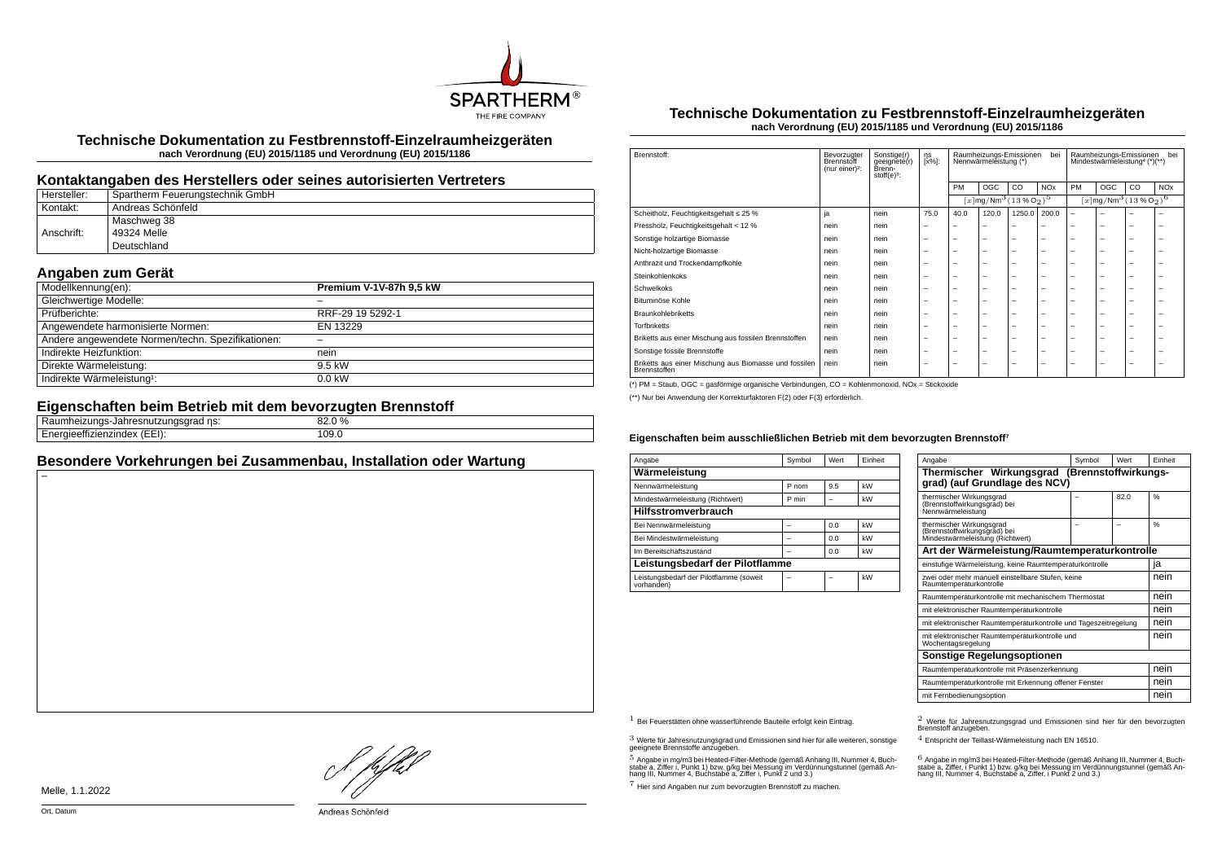# Technische Dokumentation zu Festbrennstoff-Einzelraumheizgeräten

**nach Verordnung (EU) 2015/1185 und Verordnung (EU) 2015/1186**

## Kontaktangaben des Herstellers oder seines autorisierten Vertreters

| Hersteller: | Spartherm Feuerungstechnik GmbH |
|---|---|
| Kontakt: | Andreas Schönfeld |
| Anschrift: | Maschweg 38<br>49324 Melle<br>Deutschland |

## Angaben zum Gerät

| Modellkennung(en): | **Premium V-1V-87h 9,5 kW** |
|---|---|
| Gleichwertige Modelle: | – |
| Prüfberichte: | RRF-29 19 5292-1 |
| Angewendete harmonisierte Normen: | EN 13229 |
| Andere angewendete Normen/techn. Spezifikationen: | – |
| Indirekte Heizfunktion: | nein |
| Direkte Wärmeleistung: | 9.5 kW |
| Indirekte Wärmeleistung[1]: | 0.0 kW |

## Eigenschaften beim Betrieb mit dem bevorzugten Brennstoff

| Raumheizungs-Jahresnutzungsgrad ηs: | 82.0 % |
|---|---|
| Energieeffizienzindex (EEI): | 109.0 |

## Besondere Vorkehrungen bei Zusammenbau, Installation oder Wartung

–

Melle, 1.1.2022

Ort, Datum

Andreas Schönfeld

# Technische Dokumentation zu Festbrennstoff-Einzelraumheizgeräten

**nach Verordnung (EU) 2015/1185 und Verordnung (EU) 2015/1186**

| Brennstoff: | Bevorzugter Brennstoff (nur einer)[2]: | Sonstige(r) geeignete(r) Brenn-stoff(e)[3]: | ηs [x%]: | Raumheizungs-Emissionen bei Nennwärmeleistung (*) | | | | Raumheizungs-Emissionen bei Mindestwärmeleistung[4] (*)(**) | | | |
|---|---|---|---|---|---|---|---|---|---|---|---|
| | | | | PM | OGC | CO | NOx | PM | OGC | CO | NOx |
| | | | | $[x]\mathrm{mg/Nm^3}\,(13\,\%\,O_2)$[5] | | | | $[x]\mathrm{mg/Nm^3}\,(13\,\%\,O_2)$[6] | | | |
| Scheitholz, Feuchtigkeitsgehalt ≤ 25 % | ja | nein | 75.0 | 40.0 | 120.0 | 1250.0 | 200.0 | – | – | – | – |
| Pressholz, Feuchtigkeitsgehalt < 12 % | nein | nein | – | – | – | – | – | – | – | – | – |
| Sonstige holzartige Biomasse | nein | nein | – | – | – | – | – | – | – | – | – |
| Nicht-holzartige Biomasse | nein | nein | – | – | – | – | – | – | – | – | – |
| Anthrazit und Trockendampfkohle | nein | nein | – | – | – | – | – | – | – | – | – |
| Steinkohlenkoks | nein | nein | – | – | – | – | – | – | – | – | – |
| Schwelkoks | nein | nein | – | – | – | – | – | – | – | – | – |
| Bituminöse Kohle | nein | nein | – | – | – | – | – | – | – | – | – |
| Braunkohlebriketts | nein | nein | – | – | – | – | – | – | – | – | – |
| Torfbriketts | nein | nein | – | – | – | – | – | – | – | – | – |
| Briketts aus einer Mischung aus fossilen Brennstoffen | nein | nein | – | – | – | – | – | – | – | – | – |
| Sonstige fossile Brennstoffe | nein | nein | – | – | – | – | – | – | – | – | – |
| Briketts aus einer Mischung aus Biomasse und fossilen Brennstoffen | nein | nein | – | – | – | – | – | – | – | – | – |

(*) PM = Staub, OGC = gasförmige organische Verbindungen, CO = Kohlenmonoxid, NOx = Stickoxide

(**) Nur bei Anwendung der Korrekturfaktoren F(2) oder F(3) erforderlich.

### Eigenschaften beim ausschließlichen Betrieb mit dem bevorzugten Brennstoff[7]

| Angabe | Symbol | Wert | Einheit |
|---|---|---|---|
| **Wärmeleistung** | | | |
| Nennwärmeleistung | P nom | 9.5 | kW |
| Mindestwärmeleistung (Richtwert) | P min | – | kW |
| **Hilfsstromverbrauch** | | | |
| Bei Nennwärmeleistung | – | 0.0 | kW |
| Bei Mindestwärmeleistung | – | 0.0 | kW |
| Im Bereitschaftszustand | – | 0.0 | kW |
| **Leistungsbedarf der Pilotflamme** | | | |
| Leistungsbedarf der Pilotflamme (soweit vorhanden) | – | – | kW |

| Angabe | Symbol | Wert | Einheit |
|---|---|---|---|
| **Thermischer Wirkungsgrad (Brennstoffwirkungsgrad) (auf Grundlage des NCV)** | | | |
| thermischer Wirkungsgrad (Brennstoffwirkungsgrad) bei Nennwärmeleistung | – | 82.0 | % |
| thermischer Wirkungsgrad (Brennstoffwirkungsgrad) bei Mindestwärmeleistung (Richtwert) | – | – | % |
| **Art der Wärmeleistung/Raumtemperaturkontrolle** | | | |
| einstufige Wärmeleistung, keine Raumtemperaturkontrolle | | | ja |
| zwei oder mehr manuell einstellbare Stufen, keine Raumtemperaturkontrolle | | | nein |
| Raumtemperaturkontrolle mit mechanischem Thermostat | | | nein |
| mit elektronischer Raumtemperaturkontrolle | | | nein |
| mit elektronischer Raumtemperaturkontrolle und Tageszeitregelung | | | nein |
| mit elektronischer Raumtemperaturkontrolle und Wochentagsregelung | | | nein |
| **Sonstige Regelungsoptionen** | | | |
| Raumtemperaturkontrolle mit Präsenzerkennung | | | nein |
| Raumtemperaturkontrolle mit Erkennung offener Fenster | | | nein |
| mit Fernbedienungsoption | | | nein |

[1] Bei Feuerstätten ohne wasserführende Bauteile erfolgt kein Eintrag.

[2] Werte für Jahresnutzungsgrad und Emissionen sind hier für den bevorzugten Brennstoff anzugeben.

[3] Werte für Jahresnutzungsgrad und Emissionen sind hier für alle weiteren, sonstige geeignete Brennstoffe anzugeben.

[4] Entspricht der Teillast-Wärmeleistung nach EN 16510.

[5] Angabe in mg/m3 bei Heated-Filter-Methode (gemäß Anhang III, Nummer 4, Buchstabe a, Ziffer i, Punkt 1) bzw. g/kg bei Messung im Verdünnungstunnel (gemäß Anhang III, Nummer 4, Buchstabe a, Ziffer i, Punkt 2 und 3.)

[6] Angabe in mg/m3 bei Heated-Filter-Methode (gemäß Anhang III, Nummer 4, Buchstabe a, Ziffer i, Punkt 1) bzw. g/kg bei Messung im Verdünnungstunnel (gemäß Anhang III, Nummer 4, Buchstabe a, Ziffer i, Punkt 2 und 3.)

[7] Hier sind Angaben nur zum bevorzugten Brennstoff zu machen.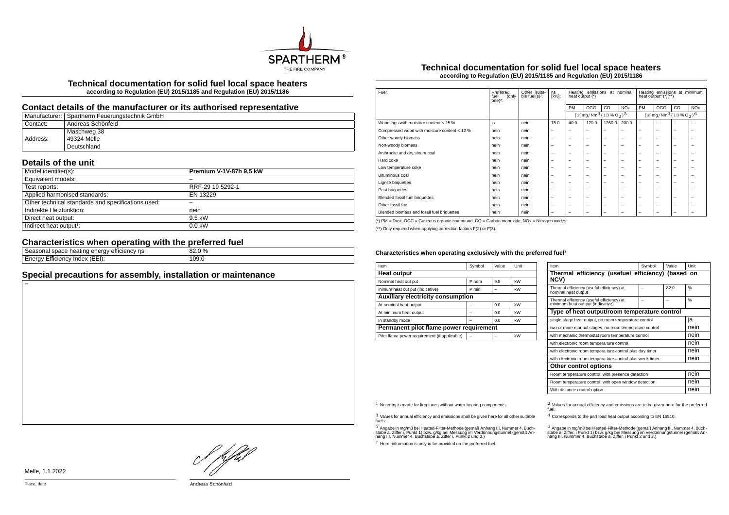# Technical documentation for solid fuel local space heaters

**according to Regulation (EU) 2015/1185 and Regulation (EU) 2015/1186**

## Contact details of the manufacturer or its authorised representative

| | |
|---|---|
| Manufacturer: | Spartherm Feuerungstechnik GmbH |
| Contact: | Andreas Schönfeld |
| Address: | Maschweg 38<br>49324 Melle<br>Deutschland |

## Details of the unit

| | |
|---|---|
| Model identifier(s): | **Premium V-1V-87h 9,5 kW** |
| Equivalent models: | – |
| Test reports: | RRF-29 19 5292-1 |
| Applied harmonised standards: | EN 13229 |
| Other technical standards and specifications used: | – |
| Indirekte Heizfunktion: | nein |
| Direct heat output: | 9.5 kW |
| Indirect heat output[1]: | 0.0 kW |

## Characteristics when operating with the preferred fuel

| | |
|---|---|
| Seasonal space heating energy efficiency ηs: | 82.0 % |
| Energy Efficiency Index (EEI): | 109.0 |

## Special precautions for assembly, installation or maintenance

–

Melle, 1.1.2022

Place, date

Andreas Schönfeld

# Technical documentation for solid fuel local space heaters

**according to Regulation (EU) 2015/1185 and Regulation (EU) 2015/1186**

| Fuel: | Preferred fuel (only one)[2]: | Other suitable fuel(s)[3]: | ηs [x%]: | Heating emissions at nominal heat output (*) | | | | Heating emissions at minimum heat output[4] (*)(**) | | | |
|---|---|---|---|---|---|---|---|---|---|---|---|
| | | | | PM | OGC | CO | NOx | PM | OGC | CO | NOx |
| | | | | [x]mg/Nm³ (13 % O₂)[5] | | | | [x]mg/Nm³ (13 % O₂)[6] | | | |
| Wood logs with moisture content ≤ 25 % | ja | nein | 75.0 | 40.0 | 120.0 | 1250.0 | 200.0 | – | – | – | – |
| Compressed wood with moisture content < 12 % | nein | nein | – | – | – | – | – | – | – | – | – |
| Other woody biomass | nein | nein | – | – | – | – | – | – | – | – | – |
| Non-woody biomass | nein | nein | – | – | – | – | – | – | – | – | – |
| Anthracite and dry steam coal | nein | nein | – | – | – | – | – | – | – | – | – |
| Hard coke | nein | nein | – | – | – | – | – | – | – | – | – |
| Low temperature coke | nein | nein | – | – | – | – | – | – | – | – | – |
| Bituminous coal | nein | nein | – | – | – | – | – | – | – | – | – |
| Lignite briquettes | nein | nein | – | – | – | – | – | – | – | – | – |
| Peat briquettes | nein | nein | – | – | – | – | – | – | – | – | – |
| Blended fossil fuel briquettes | nein | nein | – | – | – | – | – | – | – | – | – |
| Other fossil fue | nein | nein | – | – | – | – | – | – | – | – | – |
| Blended biomass and fossil fuel briquettes | nein | nein | – | – | – | – | – | – | – | – | – |

(*) PM = Dust, OGC = Gaseous organic compound, CO = Carbon monoxide, NOx = Nitrogen oxides

(**) Only required when applying correction factors F(2) or F(3).

### Characteristics when operating exclusively with the preferred fuel[7]

| Item | Symbol | Value | Unit |
|---|---|---|---|
| **Heat output** | | | |
| Nominal heat out put | P nom | 9.5 | kW |
| inimum heat out put (indicative) | P min | – | kW |
| **Auxiliary electricity consumption** | | | |
| At nominal heat output | – | 0.0 | kW |
| At minimum heat output | – | 0.0 | kW |
| In standby mode | – | 0.0 | kW |
| **Permanent pilot flame power requirement** | | | |
| Pilot flame power requirement (if applicable) | – | – | kW |

| Item | Symbol | Value | Unit |
|---|---|---|---|
| **Thermal efficiency (usefuel efficiency) (based on NCV)** | | | |
| Thermal efficiency (useful efficiency) at nominal heat output | – | 82.0 | % |
| Thermal efficiency (useful efficiency) at minimum heat out put (indicative) | – | – | % |
| **Type of heat output/room temperature control** | | | |
| single stage heat output, no room temperature control | | | ja |
| two or more manual stages, no room temperature control | | | nein |
| with mechanic thermostat room temperature control | | | nein |
| with electronic room tempera ture control | | | nein |
| with electronic room tempera ture control plus day timer | | | nein |
| with electronic room tempera ture control plus week timer | | | nein |
| **Other control options** | | | |
| Room temperature control, with presence detection | | | nein |
| Room temperature control, with open window detection | | | nein |
| With distance control option | | | nein |

[1] No entry is made for fireplaces without water-bearing components.

[2] Values for annual efficiency and emissions are to be given here for the preferred fuel.

[3] Values for annual efficiency and emissions shall be given here for all other suitable fuels.

[4] Corresponds to the part load heat output according to EN 16510.

[5] Angabe in mg/m3 bei Heated-Filter-Methode (gemäß Anhang III, Nummer 4, Buchstabe a, Ziffer i, Punkt 1) bzw. g/kg bei Messung im Verdünnungstunnel (gemäß Anhang III, Nummer 4, Buchstabe a, Ziffer i, Punkt 2 und 3.)

[6] Angabe in mg/m3 bei Heated-Filter-Methode (gemäß Anhang III, Nummer 4, Buchstabe a, Ziffer, i Punkt 1) bzw. g/kg bei Messung im Verdünnungstunnel (gemäß Anhang III, Nummer 4, Buchstabe a, Ziffer, i Punkt 2 und 3.)

[7] Here, information is only to be provided on the preferred fuel.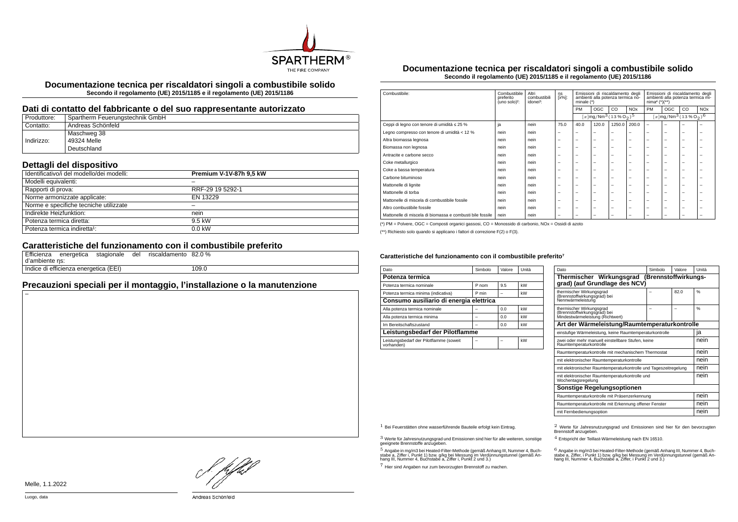# Documentazione tecnica per riscaldatori singoli a combustibile solido

**Secondo il regolamento (UE) 2015/1185 e il regolamento (UE) 2015/1186**

## Dati di contatto del fabbricante o del suo rappresentante autorizzato

| | |
|---|---|
| Produttore: | Spartherm Feuerungstechnik GmbH |
| Contatto: | Andreas Schönfeld |
| Indirizzo: | Maschweg 38<br>49324 Melle<br>Deutschland |

## Dettagli del dispositivo

| | |
|---|---|
| Identificativo/i del modello/dei modelli: | **Premium V-1V-87h 9,5 kW** |
| Modelli equivalenti: | – |
| Rapporti di prova: | RRF-29 19 5292-1 |
| Norme armonizzate applicate: | EN 13229 |
| Norme e specifiche tecniche utilizzate | – |
| Indirekte Heizfunktion: | nein |
| Potenza termica diretta: | 9.5 kW |
| Potenza termica indiretta[1]: | 0.0 kW |

## Caratteristiche del funzionamento con il combustibile preferito

| | |
|---|---|
| Efficienza energetica stagionale del riscaldamento d'ambiente ηs: | 82.0 % |
| Indice di efficienza energetica (EEI) | 109.0 |

## Precauzioni speciali per il montaggio, l'installazione o la manutenzione

–

Melle, 1.1.2022

Luogo, data

Andreas Schönfeld

# Documentazione tecnica per riscaldatori singoli a combustibile solido

**Secondo il regolamento (UE) 2015/1185 e il regolamento (UE) 2015/1186**

| Combustibile: | Combustibile preferito (uno solo)[2]: | Altri combustibili idonei[3]: | ηs [x%]: | Emissioni di riscaldamento degli ambienti alla potenza termica nominale (*) | | | | Emissioni di riscaldamento degli ambienti alla potenza termica minima[4] (*)(**) | | | |
|---|---|---|---|---|---|---|---|---|---|---|---|
| | | | | PM | OGC | CO | NOx | PM | OGC | CO | NOx |
| | | | | $[x]\text{mg/Nm}^3\,(13\,\%\,O_2)$[5] | | | | $[x]\text{mg/Nm}^3\,(13\,\%\,O_2)$[6] | | | |
| Ceppi di legno con tenore di umidità ≤ 25 % | ja | nein | 75.0 | 40.0 | 120.0 | 1250.0 | 200.0 | – | – | – | – |
| Legno compresso con tenore di umidità < 12 % | nein | nein | – | – | – | – | – | – | – | – | – |
| Altra biomassa legnosa | nein | nein | – | – | – | – | – | – | – | – | – |
| Biomassa non legnosa | nein | nein | – | – | – | – | – | – | – | – | – |
| Antracite e carbone secco | nein | nein | – | – | – | – | – | – | – | – | – |
| Coke metallurgico | nein | nein | – | – | – | – | – | – | – | – | – |
| Coke a bassa temperatura | nein | nein | – | – | – | – | – | – | – | – | – |
| Carbone bituminoso | nein | nein | – | – | – | – | – | – | – | – | – |
| Mattonelle di lignite | nein | nein | – | – | – | – | – | – | – | – | – |
| Mattonelle di torba | nein | nein | – | – | – | – | – | – | – | – | – |
| Mattonelle di miscela di combustibile fossile | nein | nein | – | – | – | – | – | – | – | – | – |
| Altro combustibile fossile | nein | nein | – | – | – | – | – | – | – | – | – |
| Mattonelle di miscela di biomassa e combusti bile fossile | nein | nein | – | – | – | – | – | – | – | – | – |

(*) PM = Polvere, OGC = Composti organici gassosi, CO = Monossido di carbonio, NOx = Ossidi di azoto

(**) Richiesto solo quando si applicano i fattori di correzione F(2) o F(3).

### Caratteristiche del funzionamento con il combustibile preferito[7]

| Dato | Simbolo | Valore | Unità |
|---|---|---|---|
| **Potenza termica** | | | |
| Potenza termica nominale | P nom | 9.5 | kW |
| Potenza termica minima (indicativa) | P min | – | kW |
| **Consumo ausiliario di energia elettrica** | | | |
| Alla potenza termica nominale | – | 0.0 | kW |
| Alla potenza termica minima | – | 0.0 | kW |
| Im Bereitschaftszustand | – | 0.0 | kW |
| **Leistungsbedarf der Pilotflamme** | | | |
| Leistungsbedarf der Pilotflamme (soweit vorhanden) | – | – | kW |

| Dato | Simbolo | Valore | Unità |
|---|---|---|---|
| **Thermischer Wirkungsgrad (Brennstoffwirkungsgrad) (auf Grundlage des NCV)** | | | |
| thermischer Wirkungsgrad (Brennstoffwirkungsgrad) bei Nennwärmeleistung | – | 82.0 | % |
| thermischer Wirkungsgrad (Brennstoffwirkungsgrad) bei Mindestwärmeleistung (Richtwert) | – | – | % |
| **Art der Wärmeleistung/Raumtemperaturkontrolle** | | | |
| einstufige Wärmeleistung, keine Raumtemperaturkontrolle | | | ja |
| zwei oder mehr manuell einstellbare Stufen, keine Raumtemperaturkontrolle | | | nein |
| Raumtemperaturkontrolle mit mechanischem Thermostat | | | nein |
| mit elektronischer Raumtemperaturkontrolle | | | nein |
| mit elektronischer Raumtemperaturkontrolle und Tageszeitregelung | | | nein |
| mit elektronischer Raumtemperaturkontrolle und Wochentagsregelung | | | nein |
| **Sonstige Regelungsoptionen** | | | |
| Raumtemperaturkontrolle mit Präsenzerkennung | | | nein |
| Raumtemperaturkontrolle mit Erkennung offener Fenster | | | nein |
| mit Fernbedienungsoption | | | nein |

[1] Bei Feuerstätten ohne wasserführende Bauteile erfolgt kein Eintrag.

[2] Werte für Jahresnutzungsgrad und Emissionen sind hier für den bevorzugten Brennstoff anzugeben.

[3] Werte für Jahresnutzungsgrad und Emissionen sind hier für alle weiteren, sonstige geeignete Brennstoffe anzugeben.

[4] Entspricht der Teillast-Wärmeleistung nach EN 16510.

[5] Angabe in mg/m3 bei Heated-Filter-Methode (gemäß Anhang III, Nummer 4, Buchstabe a, Ziffer i, Punkt 1) bzw. g/kg bei Messung im Verdünnungstunnel (gemäß Anhang III, Nummer 4, Buchstabe a, Ziffer i, Punkt 2 und 3.)

[6] Angabe in mg/m3 bei Heated-Filter-Methode (gemäß Anhang III, Nummer 4, Buchstabe a, Ziffer, i Punkt 1) bzw. g/kg bei Messung im Verdünnungstunnel (gemäß Anhang III, Nummer 4, Buchstabe a, Ziffer, i Punkt 2 und 3.)

[7] Hier sind Angaben nur zum bevorzugten Brennstoff zu machen.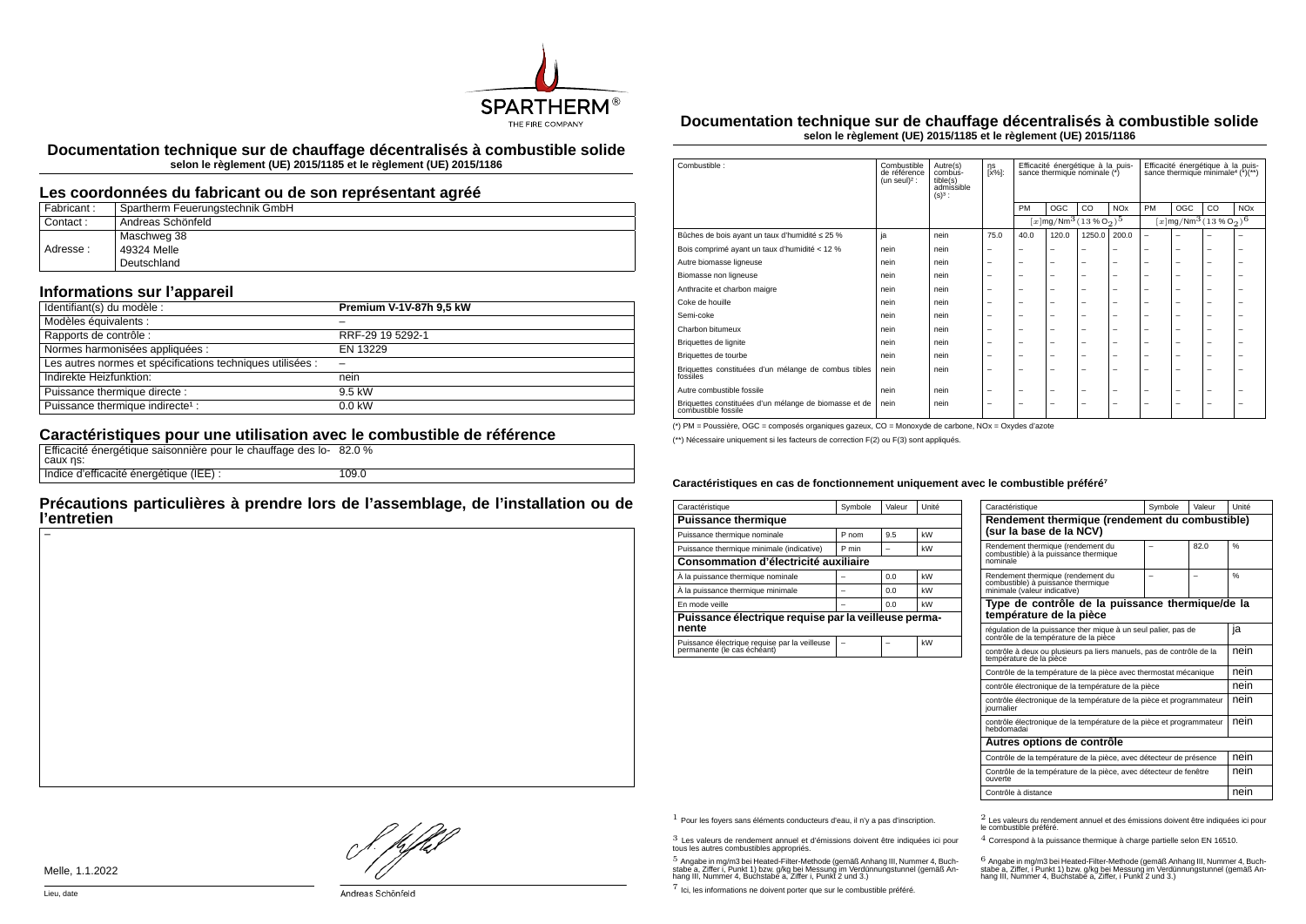# Documentation technique sur de chauffage décentralisés à combustible solide

**selon le règlement (UE) 2015/1185 et le règlement (UE) 2015/1186**

## Les coordonnées du fabricant ou de son représentant agréé

| | |
|---|---|
| Fabricant : | Spartherm Feuerungstechnik GmbH |
| Contact : | Andreas Schönfeld |
| Adresse : | Maschweg 38<br>49324 Melle<br>Deutschland |

## Informations sur l'appareil

| | |
|---|---|
| Identifiant(s) du modèle : | **Premium V-1V-87h 9,5 kW** |
| Modèles équivalents : | – |
| Rapports de contrôle : | RRF-29 19 5292-1 |
| Normes harmonisées appliquées : | EN 13229 |
| Les autres normes et spécifications techniques utilisées : | – |
| Indirekte Heizfunktion: | nein |
| Puissance thermique directe : | 9.5 kW |
| Puissance thermique indirecte[1] : | 0.0 kW |

## Caractéristiques pour une utilisation avec le combustible de référence

| | |
|---|---|
| Efficacité énergétique saisonnière pour le chauffage des locaux ηs: | 82.0 % |
| Indice d'efficacité énergétique (IEE) : | 109.0 |

## Précautions particulières à prendre lors de l'assemblage, de l'installation ou de l'entretien

–

Melle, 1.1.2022

Lieu, date

Andreas Schönfeld

# Documentation technique sur de chauffage décentralisés à combustible solide

**selon le règlement (UE) 2015/1185 et le règlement (UE) 2015/1186**

| Combustible : | Combustible de référence (un seul)[2] : | Autre(s) combustible(s) admissible (s)[3] : | ηs [x%]: | Efficacité énergétique à la puissance thermique nominale (*) | | | | Efficacité énergétique à la puissance thermique minimale[4] (*)(**) | | | |
|---|---|---|---|---|---|---|---|---|---|---|---|
| | | | | PM | OGC | CO | NOx | PM | OGC | CO | NOx |
| | | | | [x]mg/Nm³ (13 % $O_2$)[5] | | | | [x]mg/Nm³ (13 % $O_2$)[6] | | | |
| Bûches de bois ayant un taux d'humidité ≤ 25 % | ja | nein | 75.0 | 40.0 | 120.0 | 1250.0 | 200.0 | – | – | – | – |
| Bois comprimé ayant un taux d'humidité < 12 % | nein | nein | – | – | – | – | – | – | – | – | – |
| Autre biomasse ligneuse | nein | nein | – | – | – | – | – | – | – | – | – |
| Biomasse non ligneuse | nein | nein | – | – | – | – | – | – | – | – | – |
| Anthracite et charbon maigre | nein | nein | – | – | – | – | – | – | – | – | – |
| Coke de houille | nein | nein | – | – | – | – | – | – | – | – | – |
| Semi-coke | nein | nein | – | – | – | – | – | – | – | – | – |
| Charbon bitumeux | nein | nein | – | – | – | – | – | – | – | – | – |
| Briquettes de lignite | nein | nein | – | – | – | – | – | – | – | – | – |
| Briquettes de tourbe | nein | nein | – | – | – | – | – | – | – | – | – |
| Briquettes constituées d'un mélange de combus tibles fossiles | nein | nein | – | – | – | – | – | – | – | – | – |
| Autre combustible fossile | nein | nein | – | – | – | – | – | – | – | – | – |
| Briquettes constituées d'un mélange de biomasse et de combustible fossile | nein | nein | – | – | – | – | – | – | – | – | – |

(*) PM = Poussière, OGC = composés organiques gazeux, CO = Monoxyde de carbone, NOx = Oxydes d'azote

(**) Nécessaire uniquement si les facteurs de correction F(2) ou F(3) sont appliqués.

### Caractéristiques en cas de fonctionnement uniquement avec le combustible préféré[7]

| Caractéristique | Symbole | Valeur | Unité |
|---|---|---|---|
| **Puissance thermique** | | | |
| Puissance thermique nominale | P nom | 9.5 | kW |
| Puissance thermique minimale (indicative) | P min | – | kW |
| **Consommation d'électricité auxiliaire** | | | |
| À la puissance thermique nominale | – | 0.0 | kW |
| À la puissance thermique minimale | – | 0.0 | kW |
| En mode veille | – | 0.0 | kW |
| **Puissance électrique requise par la veilleuse permanente** | | | |
| Puissance électrique requise par la veilleuse permanente (le cas échéant) | – | – | kW |

| Caractéristique | Symbole | Valeur | Unité |
|---|---|---|---|
| **Rendement thermique (rendement du combustible) (sur la base de la NCV)** | | | |
| Rendement thermique (rendement du combustible) à la puissance thermique nominale | – | 82.0 | % |
| Rendement thermique (rendement du combustible) à puissance thermique minimale (valeur indicative) | – | – | % |
| **Type de contrôle de la puissance thermique/de la température de la pièce** | | | |
| régulation de la puissance ther mique à un seul palier, pas de contrôle de la température de la pièce | | | ja |
| contrôle à deux ou plusieurs pa liers manuels, pas de contrôle de la température de la pièce | | | nein |
| Contrôle de la température de la pièce avec thermostat mécanique | | | nein |
| contrôle électronique de la température de la pièce | | | nein |
| contrôle électronique de la température de la pièce et programmateur journalier | | | nein |
| contrôle électronique de la température de la pièce et programmateur hebdomadai | | | nein |
| **Autres options de contrôle** | | | |
| Contrôle de la température de la pièce, avec détecteur de présence | | | nein |
| Contrôle de la température de la pièce, avec détecteur de fenêtre ouverte | | | nein |
| Contrôle à distance | | | nein |

[1] Pour les foyers sans éléments conducteurs d'eau, il n'y a pas d'inscription.

[2] Les valeurs du rendement annuel et des émissions doivent être indiquées ici pour le combustible préféré.

[3] Les valeurs de rendement annuel et d'émissions doivent être indiquées ici pour tous les autres combustibles appropriés.

[4] Correspond à la puissance thermique à charge partielle selon EN 16510.

[5] Angabe in mg/m3 bei Heated-Filter-Methode (gemäß Anhang III, Nummer 4, Buchstabe a, Ziffer i, Punkt 1) bzw. g/kg bei Messung im Verdünnungstunnel (gemäß Anhang III, Nummer 4, Buchstabe a, Ziffer i, Punkt 2 und 3.)

[6] Angabe in mg/m3 bei Heated-Filter-Methode (gemäß Anhang III, Nummer 4, Buchstabe a, Ziffer i, Punkt 1) bzw. g/kg bei Messung im Verdünnungstunnel (gemäß Anhang III, Nummer 4, Buchstabe a, Ziffer i, Punkt 2 und 3.)

[7] Ici, les informations ne doivent porter que sur le combustible préféré.